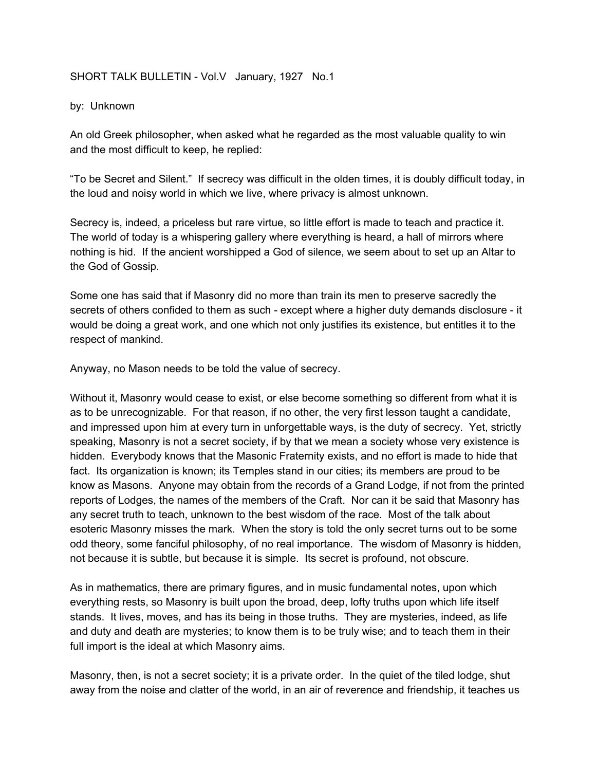SHORT TALK BULLETIN - Vol.V   January, 1927   No.1

by:  Unknown

An old Greek philosopher, when asked what he regarded as the most valuable quality to win and the most difficult to keep, he replied:

“To be Secret and Silent.”  If secrecy was difficult in the olden times, it is doubly difficult today, in the loud and noisy world in which we live, where privacy is almost unknown.

Secrecy is, indeed, a priceless but rare virtue, so little effort is made to teach and practice it. The world of today is a whispering gallery where everything is heard, a hall of mirrors where nothing is hid.  If the ancient worshipped a God of silence, we seem about to set up an Altar to the God of Gossip.

Some one has said that if Masonry did no more than train its men to preserve sacredly the secrets of others confided to them as such - except where a higher duty demands disclosure - it would be doing a great work, and one which not only justifies its existence, but entitles it to the respect of mankind.

Anyway, no Mason needs to be told the value of secrecy.

Without it, Masonry would cease to exist, or else become something so different from what it is as to be unrecognizable.  For that reason, if no other, the very first lesson taught a candidate, and impressed upon him at every turn in unforgettable ways, is the duty of secrecy.  Yet, strictly speaking, Masonry is not a secret society, if by that we mean a society whose very existence is hidden.  Everybody knows that the Masonic Fraternity exists, and no effort is made to hide that fact.  Its organization is known; its Temples stand in our cities; its members are proud to be know as Masons.  Anyone may obtain from the records of a Grand Lodge, if not from the printed reports of Lodges, the names of the members of the Craft.  Nor can it be said that Masonry has any secret truth to teach, unknown to the best wisdom of the race.  Most of the talk about esoteric Masonry misses the mark.  When the story is told the only secret turns out to be some odd theory, some fanciful philosophy, of no real importance.  The wisdom of Masonry is hidden, not because it is subtle, but because it is simple.  Its secret is profound, not obscure.

As in mathematics, there are primary figures, and in music fundamental notes, upon which everything rests, so Masonry is built upon the broad, deep, lofty truths upon which life itself stands.  It lives, moves, and has its being in those truths.  They are mysteries, indeed, as life and duty and death are mysteries; to know them is to be truly wise; and to teach them in their full import is the ideal at which Masonry aims.

Masonry, then, is not a secret society; it is a private order.  In the quiet of the tiled lodge, shut away from the noise and clatter of the world, in an air of reverence and friendship, it teaches us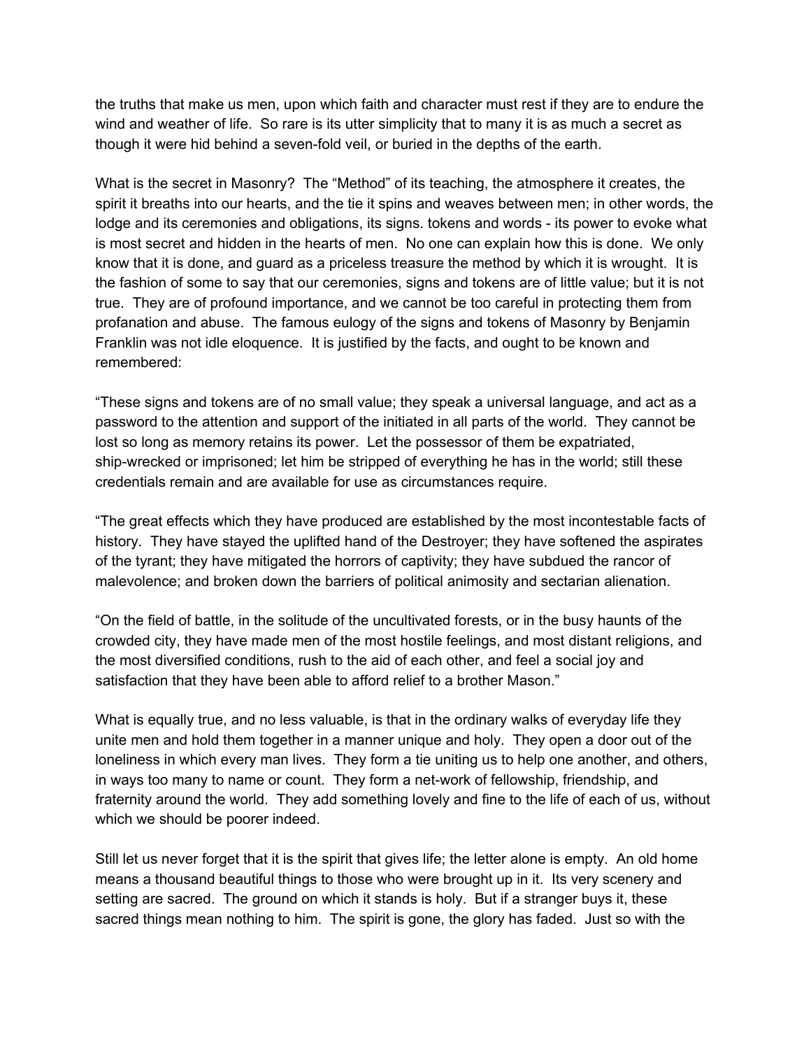the truths that make us men, upon which faith and character must rest if they are to endure the wind and weather of life.  So rare is its utter simplicity that to many it is as much a secret as though it were hid behind a seven-fold veil, or buried in the depths of the earth.

What is the secret in Masonry?  The “Method” of its teaching, the atmosphere it creates, the spirit it breaths into our hearts, and the tie it spins and weaves between men; in other words, the lodge and its ceremonies and obligations, its signs. tokens and words - its power to evoke what is most secret and hidden in the hearts of men.  No one can explain how this is done.  We only know that it is done, and guard as a priceless treasure the method by which it is wrought.  It is the fashion of some to say that our ceremonies, signs and tokens are of little value; but it is not true.  They are of profound importance, and we cannot be too careful in protecting them from profanation and abuse.  The famous eulogy of the signs and tokens of Masonry by Benjamin Franklin was not idle eloquence.  It is justified by the facts, and ought to be known and remembered:

“These signs and tokens are of no small value; they speak a universal language, and act as a password to the attention and support of the initiated in all parts of the world.  They cannot be lost so long as memory retains its power.  Let the possessor of them be expatriated, ship-wrecked or imprisoned; let him be stripped of everything he has in the world; still these credentials remain and are available for use as circumstances require.

“The great effects which they have produced are established by the most incontestable facts of history.  They have stayed the uplifted hand of the Destroyer; they have softened the aspirates of the tyrant; they have mitigated the horrors of captivity; they have subdued the rancor of malevolence; and broken down the barriers of political animosity and sectarian alienation.

“On the field of battle, in the solitude of the uncultivated forests, or in the busy haunts of the crowded city, they have made men of the most hostile feelings, and most distant religions, and the most diversified conditions, rush to the aid of each other, and feel a social joy and satisfaction that they have been able to afford relief to a brother Mason.”

What is equally true, and no less valuable, is that in the ordinary walks of everyday life they unite men and hold them together in a manner unique and holy.  They open a door out of the loneliness in which every man lives.  They form a tie uniting us to help one another, and others, in ways too many to name or count.  They form a net-work of fellowship, friendship, and fraternity around the world.  They add something lovely and fine to the life of each of us, without which we should be poorer indeed.

Still let us never forget that it is the spirit that gives life; the letter alone is empty.  An old home means a thousand beautiful things to those who were brought up in it.  Its very scenery and setting are sacred.  The ground on which it stands is holy.  But if a stranger buys it, these sacred things mean nothing to him.  The spirit is gone, the glory has faded.  Just so with the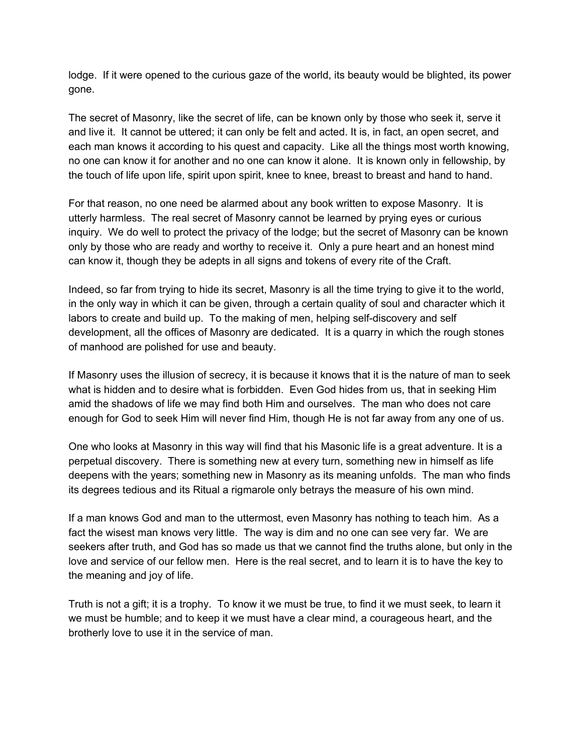lodge. If it were opened to the curious gaze of the world, its beauty would be blighted, its power gone.

The secret of Masonry, like the secret of life, can be known only by those who seek it, serve it and live it. It cannot be uttered; it can only be felt and acted. It is, in fact, an open secret, and each man knows it according to his quest and capacity. Like all the things most worth knowing, no one can know it for another and no one can know it alone. It is known only in fellowship, by the touch of life upon life, spirit upon spirit, knee to knee, breast to breast and hand to hand.

For that reason, no one need be alarmed about any book written to expose Masonry. It is utterly harmless. The real secret of Masonry cannot be learned by prying eyes or curious inquiry. We do well to protect the privacy of the lodge; but the secret of Masonry can be known only by those who are ready and worthy to receive it. Only a pure heart and an honest mind can know it, though they be adepts in all signs and tokens of every rite of the Craft.

Indeed, so far from trying to hide its secret, Masonry is all the time trying to give it to the world, in the only way in which it can be given, through a certain quality of soul and character which it labors to create and build up. To the making of men, helping self-discovery and self development, all the offices of Masonry are dedicated. It is a quarry in which the rough stones of manhood are polished for use and beauty.

If Masonry uses the illusion of secrecy, it is because it knows that it is the nature of man to seek what is hidden and to desire what is forbidden. Even God hides from us, that in seeking Him amid the shadows of life we may find both Him and ourselves. The man who does not care enough for God to seek Him will never find Him, though He is not far away from any one of us.

One who looks at Masonry in this way will find that his Masonic life is a great adventure. It is a perpetual discovery. There is something new at every turn, something new in himself as life deepens with the years; something new in Masonry as its meaning unfolds. The man who finds its degrees tedious and its Ritual a rigmarole only betrays the measure of his own mind.

If a man knows God and man to the uttermost, even Masonry has nothing to teach him. As a fact the wisest man knows very little. The way is dim and no one can see very far. We are seekers after truth, and God has so made us that we cannot find the truths alone, but only in the love and service of our fellow men. Here is the real secret, and to learn it is to have the key to the meaning and joy of life.

Truth is not a gift; it is a trophy. To know it we must be true, to find it we must seek, to learn it we must be humble; and to keep it we must have a clear mind, a courageous heart, and the brotherly love to use it in the service of man.